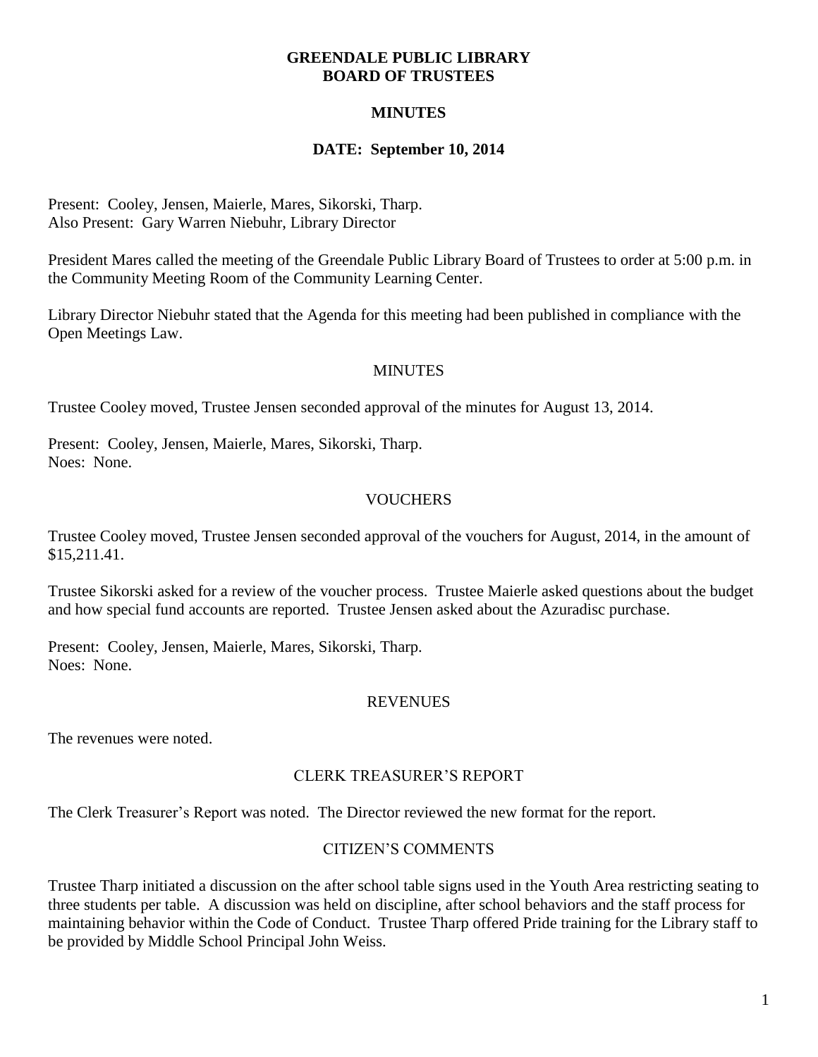# GREENDALE PUBLIC LIBRARY
# BOARD OF TRUSTEES

## MINUTES

## DATE: September 10, 2014

Present: Cooley, Jensen, Maierle, Mares, Sikorski, Tharp.
Also Present: Gary Warren Niebuhr, Library Director

President Mares called the meeting of the Greendale Public Library Board of Trustees to order at 5:00 p.m. in the Community Meeting Room of the Community Learning Center.

Library Director Niebuhr stated that the Agenda for this meeting had been published in compliance with the Open Meetings Law.

### MINUTES

Trustee Cooley moved, Trustee Jensen seconded approval of the minutes for August 13, 2014.

Present: Cooley, Jensen, Maierle, Mares, Sikorski, Tharp.
Noes: None.

### VOUCHERS

Trustee Cooley moved, Trustee Jensen seconded approval of the vouchers for August, 2014, in the amount of $15,211.41.

Trustee Sikorski asked for a review of the voucher process. Trustee Maierle asked questions about the budget and how special fund accounts are reported. Trustee Jensen asked about the Azuradisc purchase.

Present: Cooley, Jensen, Maierle, Mares, Sikorski, Tharp.
Noes: None.

### REVENUES

The revenues were noted.

### CLERK TREASURER'S REPORT

The Clerk Treasurer's Report was noted. The Director reviewed the new format for the report.

### CITIZEN'S COMMENTS

Trustee Tharp initiated a discussion on the after school table signs used in the Youth Area restricting seating to three students per table. A discussion was held on discipline, after school behaviors and the staff process for maintaining behavior within the Code of Conduct. Trustee Tharp offered Pride training for the Library staff to be provided by Middle School Principal John Weiss.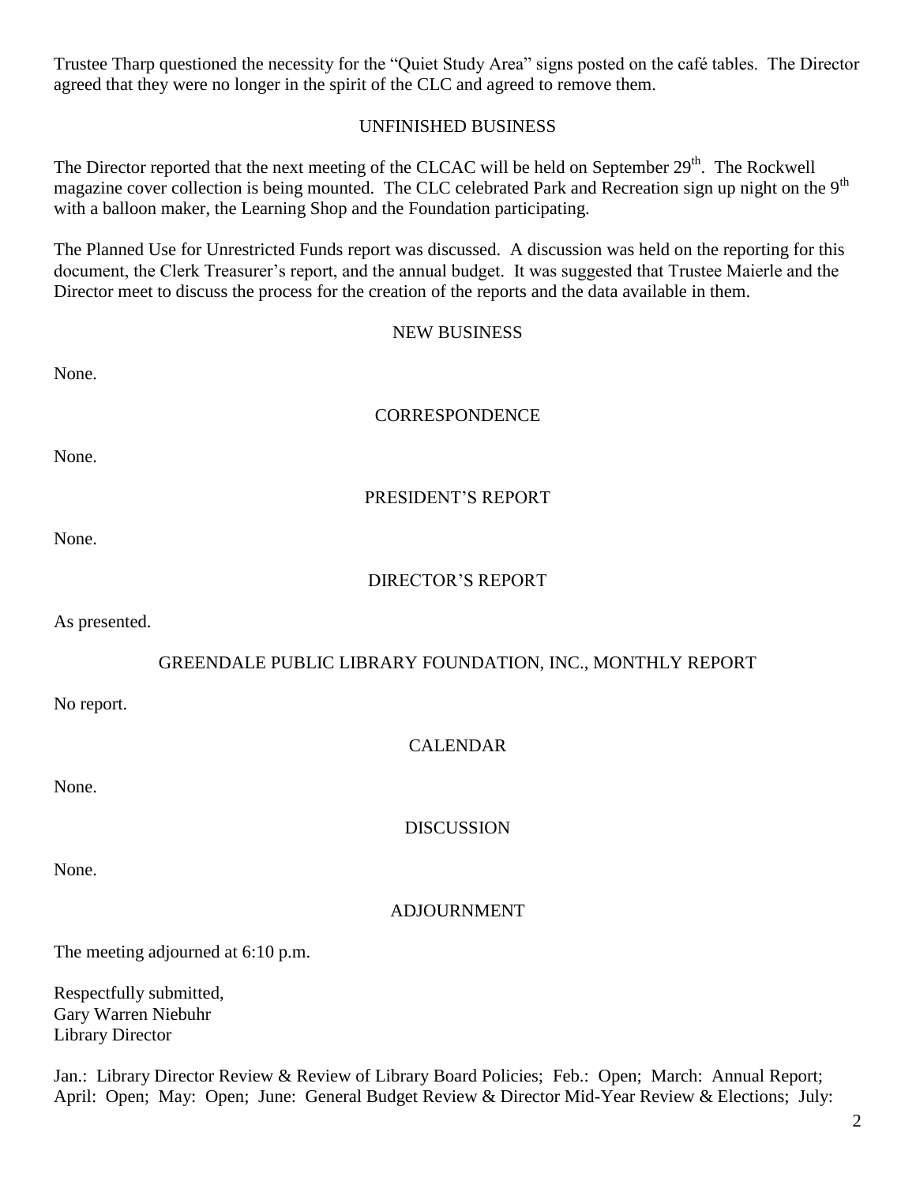Trustee Tharp questioned the necessity for the "Quiet Study Area" signs posted on the café tables. The Director agreed that they were no longer in the spirit of the CLC and agreed to remove them.

## UNFINISHED BUSINESS

The Director reported that the next meeting of the CLCAC will be held on September 29th. The Rockwell magazine cover collection is being mounted. The CLC celebrated Park and Recreation sign up night on the 9th with a balloon maker, the Learning Shop and the Foundation participating.

The Planned Use for Unrestricted Funds report was discussed. A discussion was held on the reporting for this document, the Clerk Treasurer's report, and the annual budget. It was suggested that Trustee Maierle and the Director meet to discuss the process for the creation of the reports and the data available in them.

## NEW BUSINESS

None.

## CORRESPONDENCE

None.

## PRESIDENT'S REPORT

None.

## DIRECTOR'S REPORT

As presented.

## GREENDALE PUBLIC LIBRARY FOUNDATION, INC., MONTHLY REPORT

No report.

## CALENDAR

None.

## DISCUSSION

None.

## ADJOURNMENT

The meeting adjourned at 6:10 p.m.

Respectfully submitted,
Gary Warren Niebuhr
Library Director

Jan.: Library Director Review & Review of Library Board Policies; Feb.: Open; March: Annual Report; April: Open; May: Open; June: General Budget Review & Director Mid-Year Review & Elections; July: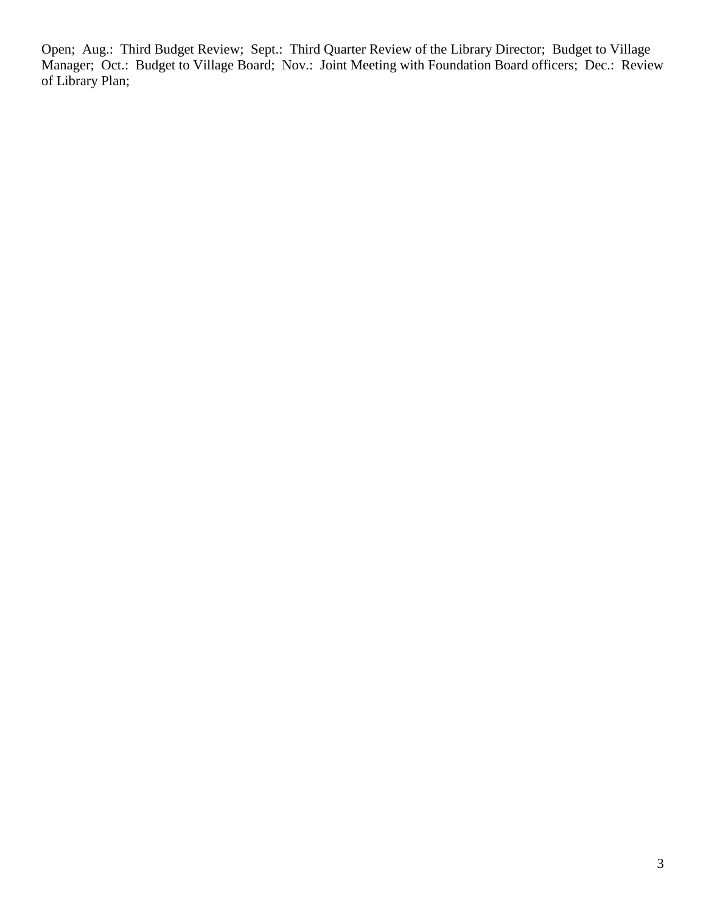Open; Aug.: Third Budget Review; Sept.: Third Quarter Review of the Library Director; Budget to Village Manager; Oct.: Budget to Village Board; Nov.: Joint Meeting with Foundation Board officers; Dec.: Review of Library Plan;